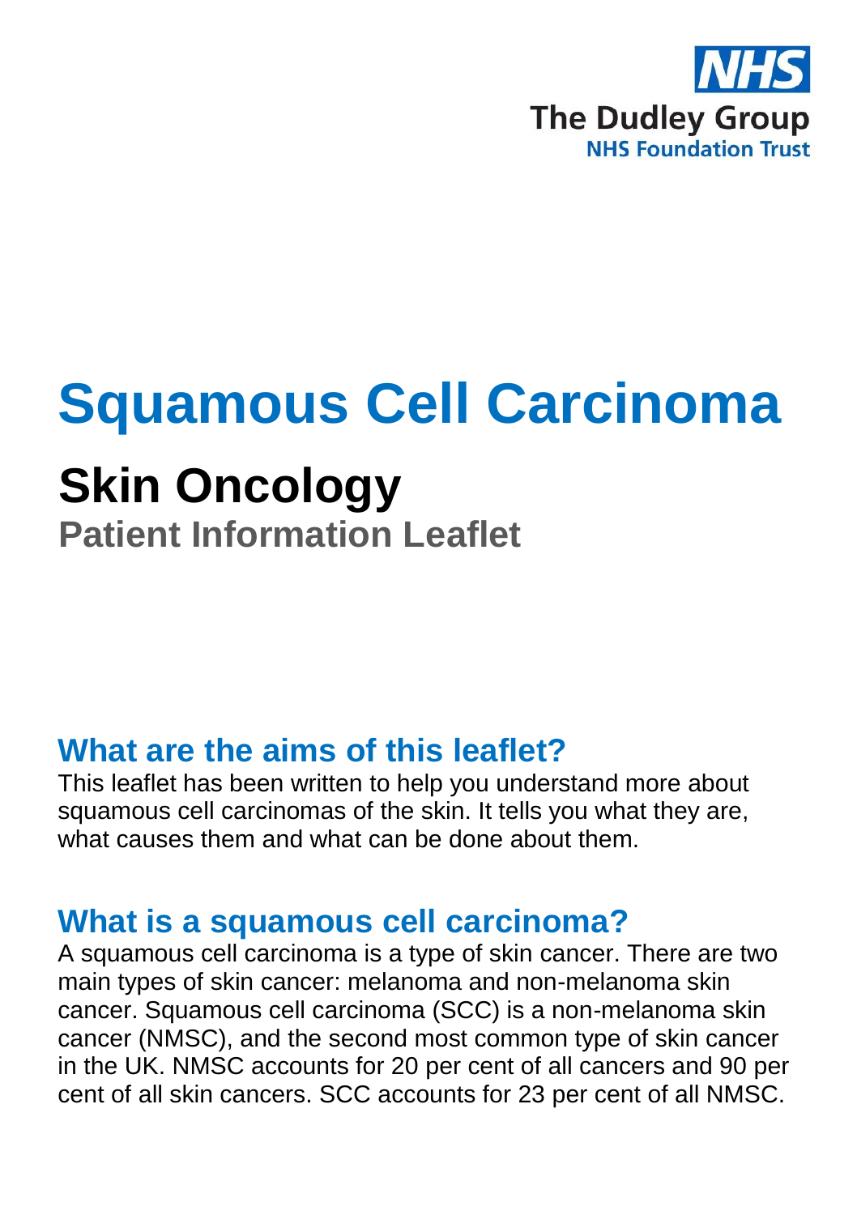NHS

The Dudley Group

NHS Foundation Trust

# Squamous Cell Carcinoma

# Skin Oncology

### Patient Information Leaflet

## What are the aims of this leaflet?

This leaflet has been written to help you understand more about squamous cell carcinomas of the skin. It tells you what they are, what causes them and what can be done about them.

## What is a squamous cell carcinoma?

A squamous cell carcinoma is a type of skin cancer. There are two main types of skin cancer: melanoma and non-melanoma skin cancer. Squamous cell carcinoma (SCC) is a non-melanoma skin cancer (NMSC), and the second most common type of skin cancer in the UK. NMSC accounts for 20 per cent of all cancers and 90 per cent of all skin cancers. SCC accounts for 23 per cent of all NMSC.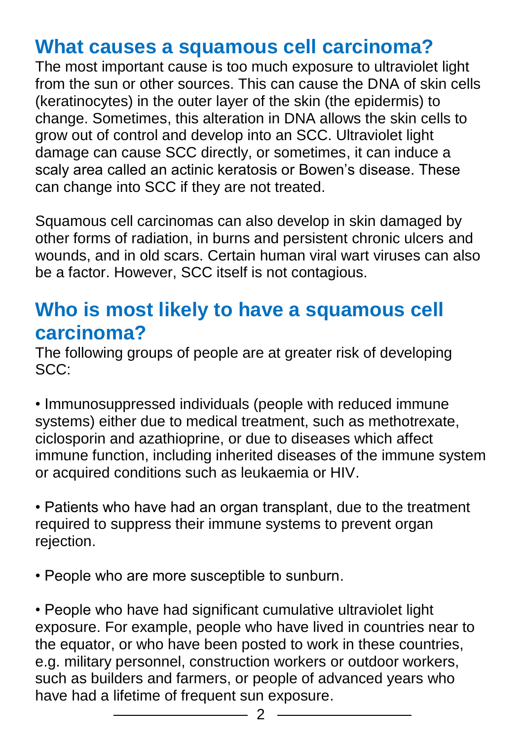## What causes a squamous cell carcinoma?

The most important cause is too much exposure to ultraviolet light from the sun or other sources. This can cause the DNA of skin cells (keratinocytes) in the outer layer of the skin (the epidermis) to change. Sometimes, this alteration in DNA allows the skin cells to grow out of control and develop into an SCC. Ultraviolet light damage can cause SCC directly, or sometimes, it can induce a scaly area called an actinic keratosis or Bowen's disease. These can change into SCC if they are not treated.

Squamous cell carcinomas can also develop in skin damaged by other forms of radiation, in burns and persistent chronic ulcers and wounds, and in old scars. Certain human viral wart viruses can also be a factor. However, SCC itself is not contagious.

## Who is most likely to have a squamous cell carcinoma?

The following groups of people are at greater risk of developing SCC:

- Immunosuppressed individuals (people with reduced immune systems) either due to medical treatment, such as methotrexate, ciclosporin and azathioprine, or due to diseases which affect immune function, including inherited diseases of the immune system or acquired conditions such as leukaemia or HIV.

- Patients who have had an organ transplant, due to the treatment required to suppress their immune systems to prevent organ rejection.

- People who are more susceptible to sunburn.

- People who have had significant cumulative ultraviolet light exposure. For example, people who have lived in countries near to the equator, or who have been posted to work in these countries, e.g. military personnel, construction workers or outdoor workers, such as builders and farmers, or people of advanced years who have had a lifetime of frequent sun exposure.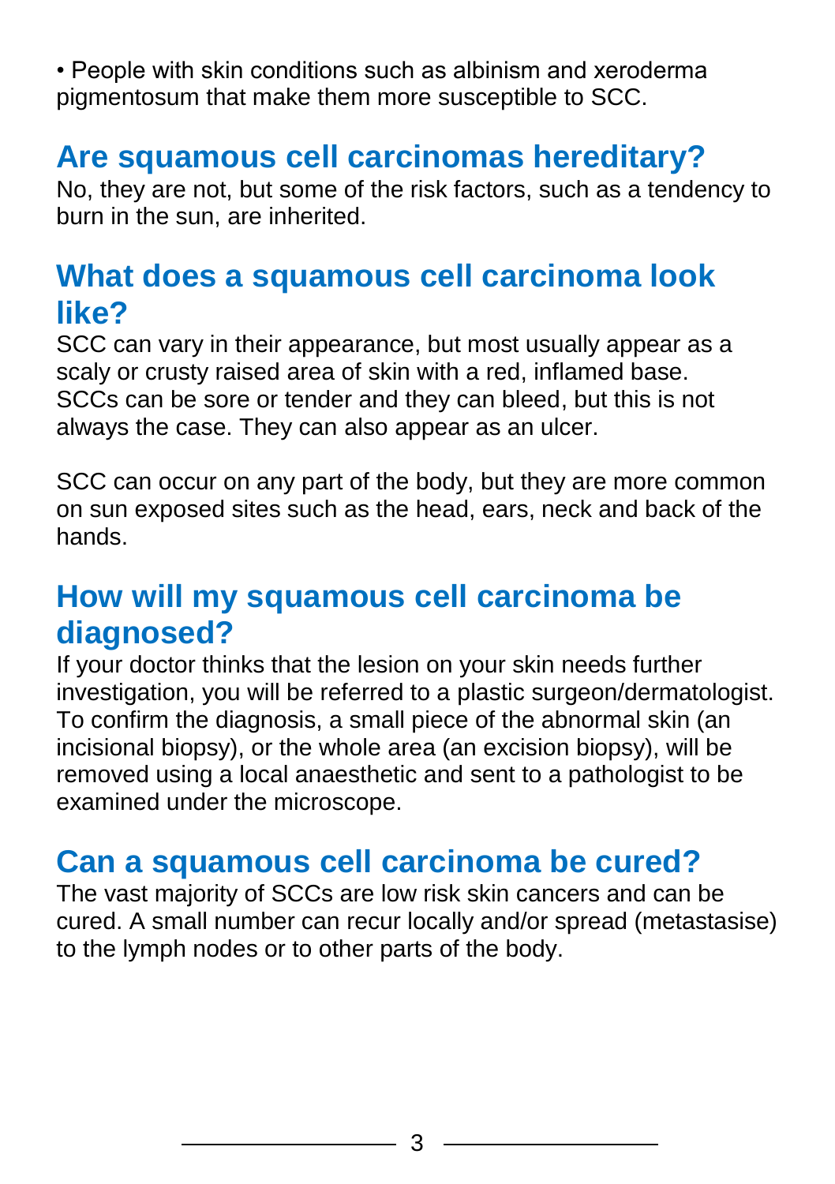- People with skin conditions such as albinism and xeroderma pigmentosum that make them more susceptible to SCC.

## Are squamous cell carcinomas hereditary?

No, they are not, but some of the risk factors, such as a tendency to burn in the sun, are inherited.

## What does a squamous cell carcinoma look like?

SCC can vary in their appearance, but most usually appear as a scaly or crusty raised area of skin with a red, inflamed base. SCCs can be sore or tender and they can bleed, but this is not always the case. They can also appear as an ulcer.

SCC can occur on any part of the body, but they are more common on sun exposed sites such as the head, ears, neck and back of the hands.

## How will my squamous cell carcinoma be diagnosed?

If your doctor thinks that the lesion on your skin needs further investigation, you will be referred to a plastic surgeon/dermatologist. To confirm the diagnosis, a small piece of the abnormal skin (an incisional biopsy), or the whole area (an excision biopsy), will be removed using a local anaesthetic and sent to a pathologist to be examined under the microscope.

## Can a squamous cell carcinoma be cured?

The vast majority of SCCs are low risk skin cancers and can be cured. A small number can recur locally and/or spread (metastasise) to the lymph nodes or to other parts of the body.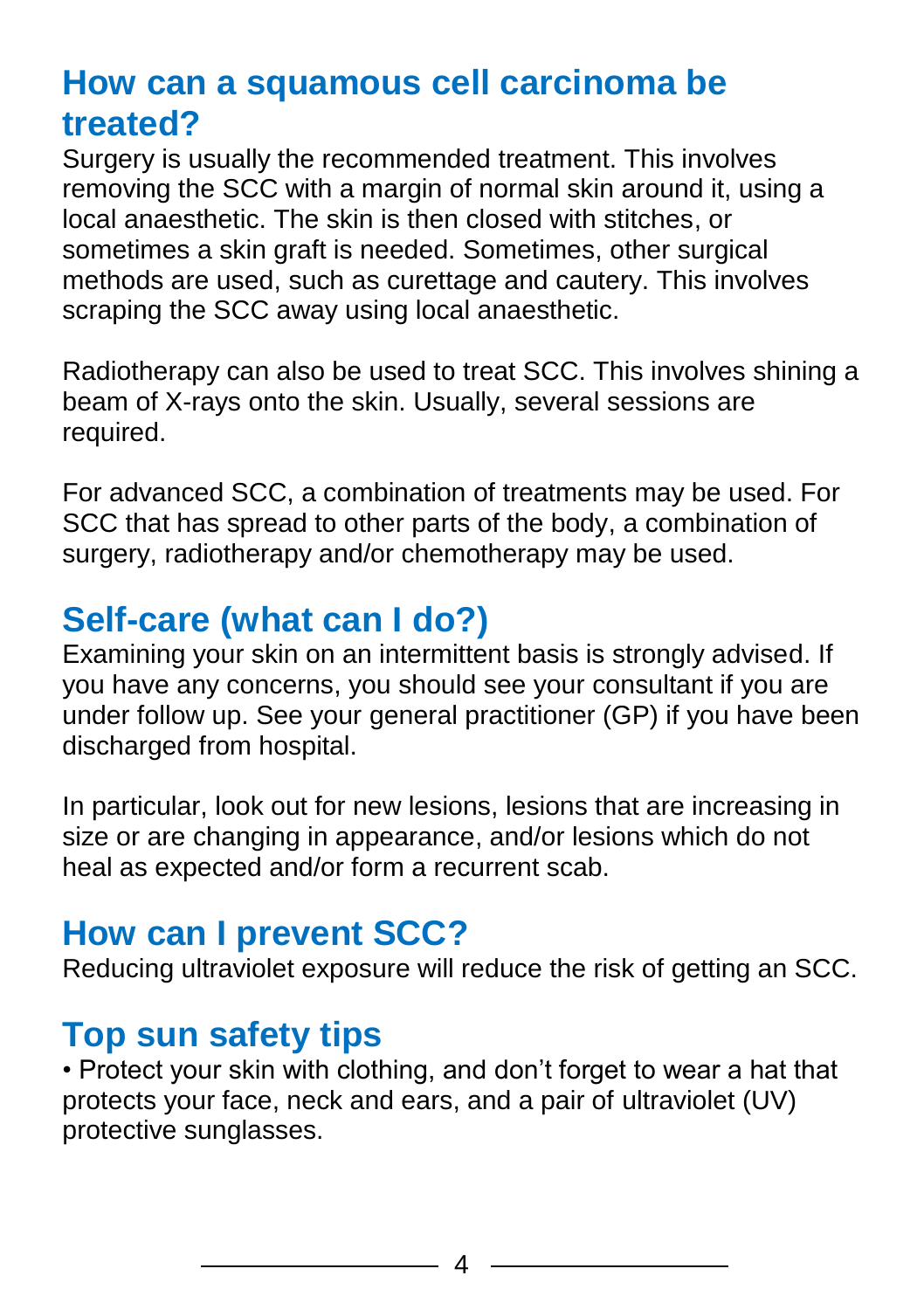## How can a squamous cell carcinoma be treated?

Surgery is usually the recommended treatment. This involves removing the SCC with a margin of normal skin around it, using a local anaesthetic. The skin is then closed with stitches, or sometimes a skin graft is needed. Sometimes, other surgical methods are used, such as curettage and cautery. This involves scraping the SCC away using local anaesthetic.

Radiotherapy can also be used to treat SCC. This involves shining a beam of X-rays onto the skin. Usually, several sessions are required.

For advanced SCC, a combination of treatments may be used. For SCC that has spread to other parts of the body, a combination of surgery, radiotherapy and/or chemotherapy may be used.

## Self-care (what can I do?)

Examining your skin on an intermittent basis is strongly advised. If you have any concerns, you should see your consultant if you are under follow up. See your general practitioner (GP) if you have been discharged from hospital.

In particular, look out for new lesions, lesions that are increasing in size or are changing in appearance, and/or lesions which do not heal as expected and/or form a recurrent scab.

## How can I prevent SCC?

Reducing ultraviolet exposure will reduce the risk of getting an SCC.

## Top sun safety tips

- Protect your skin with clothing, and don't forget to wear a hat that protects your face, neck and ears, and a pair of ultraviolet (UV) protective sunglasses.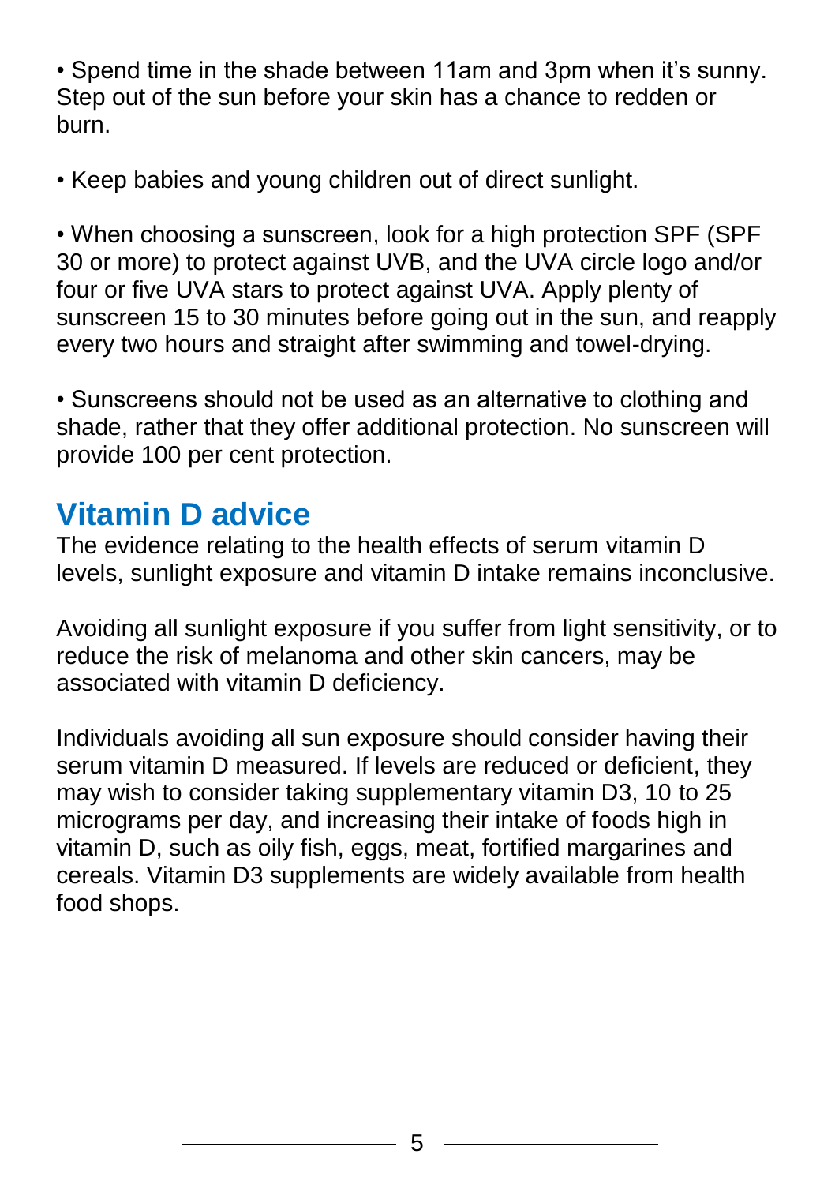- Spend time in the shade between 11am and 3pm when it's sunny. Step out of the sun before your skin has a chance to redden or burn.

- Keep babies and young children out of direct sunlight.

- When choosing a sunscreen, look for a high protection SPF (SPF 30 or more) to protect against UVB, and the UVA circle logo and/or four or five UVA stars to protect against UVA. Apply plenty of sunscreen 15 to 30 minutes before going out in the sun, and reapply every two hours and straight after swimming and towel-drying.

- Sunscreens should not be used as an alternative to clothing and shade, rather that they offer additional protection. No sunscreen will provide 100 per cent protection.

## Vitamin D advice

The evidence relating to the health effects of serum vitamin D levels, sunlight exposure and vitamin D intake remains inconclusive.

Avoiding all sunlight exposure if you suffer from light sensitivity, or to reduce the risk of melanoma and other skin cancers, may be associated with vitamin D deficiency.

Individuals avoiding all sun exposure should consider having their serum vitamin D measured. If levels are reduced or deficient, they may wish to consider taking supplementary vitamin D3, 10 to 25 micrograms per day, and increasing their intake of foods high in vitamin D, such as oily fish, eggs, meat, fortified margarines and cereals. Vitamin D3 supplements are widely available from health food shops.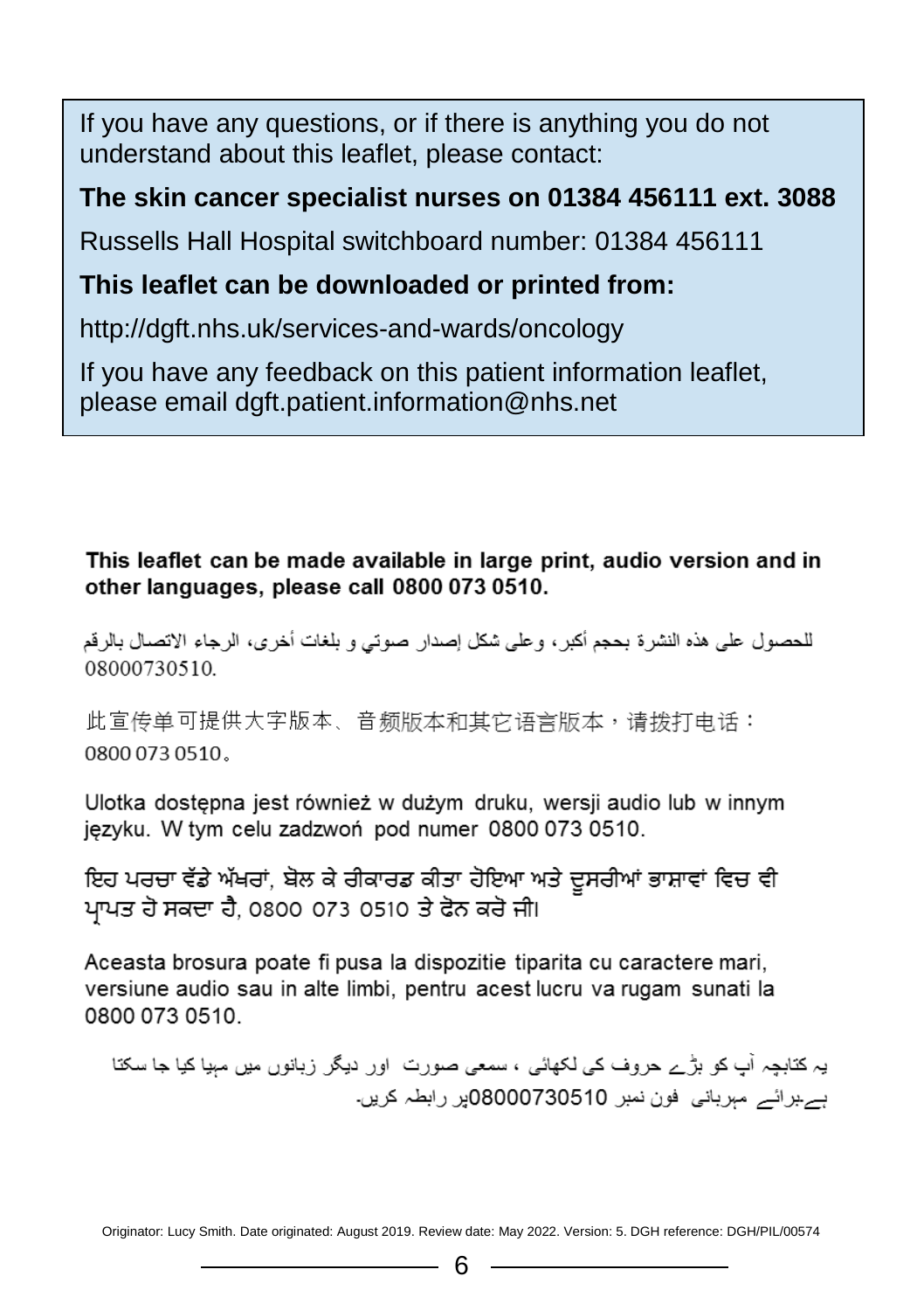If you have any questions, or if there is anything you do not understand about this leaflet, please contact:

**The skin cancer specialist nurses on 01384 456111 ext. 3088**

Russells Hall Hospital switchboard number: 01384 456111

**This leaflet can be downloaded or printed from:**

http://dgft.nhs.uk/services-and-wards/oncology

If you have any feedback on this patient information leaflet, please email dgft.patient.information@nhs.net

**This leaflet can be made available in large print, audio version and in other languages, please call 0800 073 0510.**

للحصول على هذه النشرة بحجم أكبر، وعلى شكل إصدار صوتي و بلغات أخرى، الرجاء الاتصال بالرقم 08000730510.

此宣传单可提供大字版本、音频版本和其它语言版本，请拨打电话：0800 073 0510。

Ulotka dostępna jest również w dużym druku, wersji audio lub w innym języku. W tym celu zadzwoń pod numer 0800 073 0510.

ਇਹ ਪਰਚਾ ਵੱਡੇ ਅੱਖਰਾਂ, ਬੋਲ ਕੇ ਰੀਕਾਰਡ ਕੀਤਾ ਹੋਇਆ ਅਤੇ ਦੂਸਰੀਆਂ ਭਾਸ਼ਾਵਾਂ ਵਿਚ ਵੀ ਪ੍ਰਾਪਤ ਹੋ ਸਕਦਾ ਹੈ, 0800 073 0510 ਤੇ ਫੋਨ ਕਰੋ ਜੀ।

Aceasta brosura poate fi pusa la dispozitie tiparita cu caractere mari, versiune audio sau in alte limbi, pentru acest lucru va rugam sunati la 0800 073 0510.

یہ کتابچہ آپ کو بڑے حروف کی لکھائی ، سمعی صورت اور دیگر زبانوں میں مہیا کیا جا سکتا ہے۔برائے مہربانی فون نمبر 08000730510پر رابطہ کریں۔

Originator: Lucy Smith. Date originated: August 2019. Review date: May 2022. Version: 5. DGH reference: DGH/PIL/00574